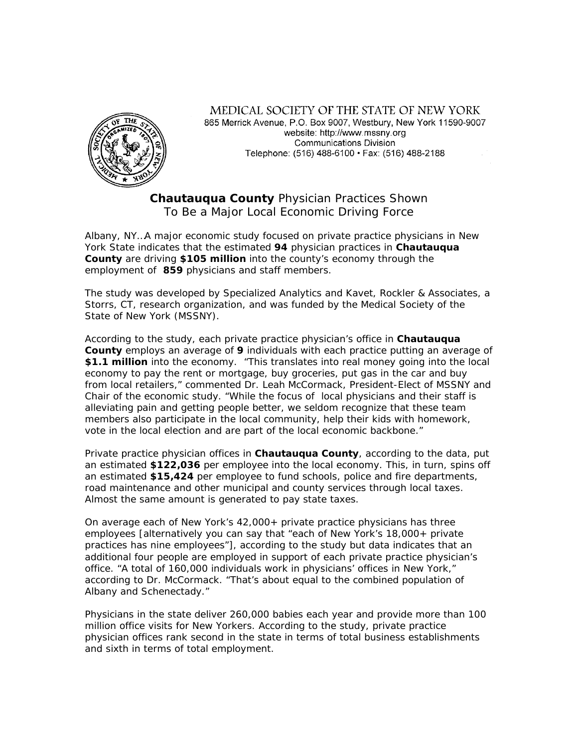MEDICAL SOCIETY OF THE STATE OF NEW YORK
865 Merrick Avenue, P.O. Box 9007, Westbury, New York 11590-9007
website: http://www.mssny.org
Communications Division
Telephone: (516) 488-6100 • Fax: (516) 488-2188

# **Chautauqua County** Physician Practices Shown To Be a Major Local Economic Driving Force

Albany, NY..A major economic study focused on private practice physicians in New York State indicates that the estimated **94** physician practices in **Chautauqua County** are driving **$105 million** into the county's economy through the employment of **859** physicians and staff members.

The study was developed by Specialized Analytics and Kavet, Rockler & Associates, a Storrs, CT, research organization, and was funded by the Medical Society of the State of New York (MSSNY).

According to the study, each private practice physician's office in **Chautauqua County** employs an average of **9** individuals with each practice putting an average of **$1.1 million** into the economy. "This translates into real money going into the local economy to pay the rent or mortgage, buy groceries, put gas in the car and buy from local retailers," commented Dr. Leah McCormack, President-Elect of MSSNY and Chair of the economic study. "While the focus of local physicians and their staff is alleviating pain and getting people better, we seldom recognize that these team members also participate in the local community, help their kids with homework, vote in the local election and are part of the local economic backbone."

Private practice physician offices in **Chautauqua County**, according to the data, put an estimated **$122,036** per employee into the local economy. This, in turn, spins off an estimated **$15,424** per employee to fund schools, police and fire departments, road maintenance and other municipal and county services through local taxes. Almost the same amount is generated to pay state taxes.

On average each of New York's 42,000+ private practice physicians has three employees [alternatively you can say that "each of New York's 18,000+ private practices has nine employees"], according to the study but data indicates that an additional four people are employed in support of each private practice physician's office. "A total of 160,000 individuals work in physicians' offices in New York," according to Dr. McCormack. "That's about equal to the combined population of Albany and Schenectady."

Physicians in the state deliver 260,000 babies each year and provide more than 100 million office visits for New Yorkers. According to the study, private practice physician offices rank second in the state in terms of total business establishments and sixth in terms of total employment.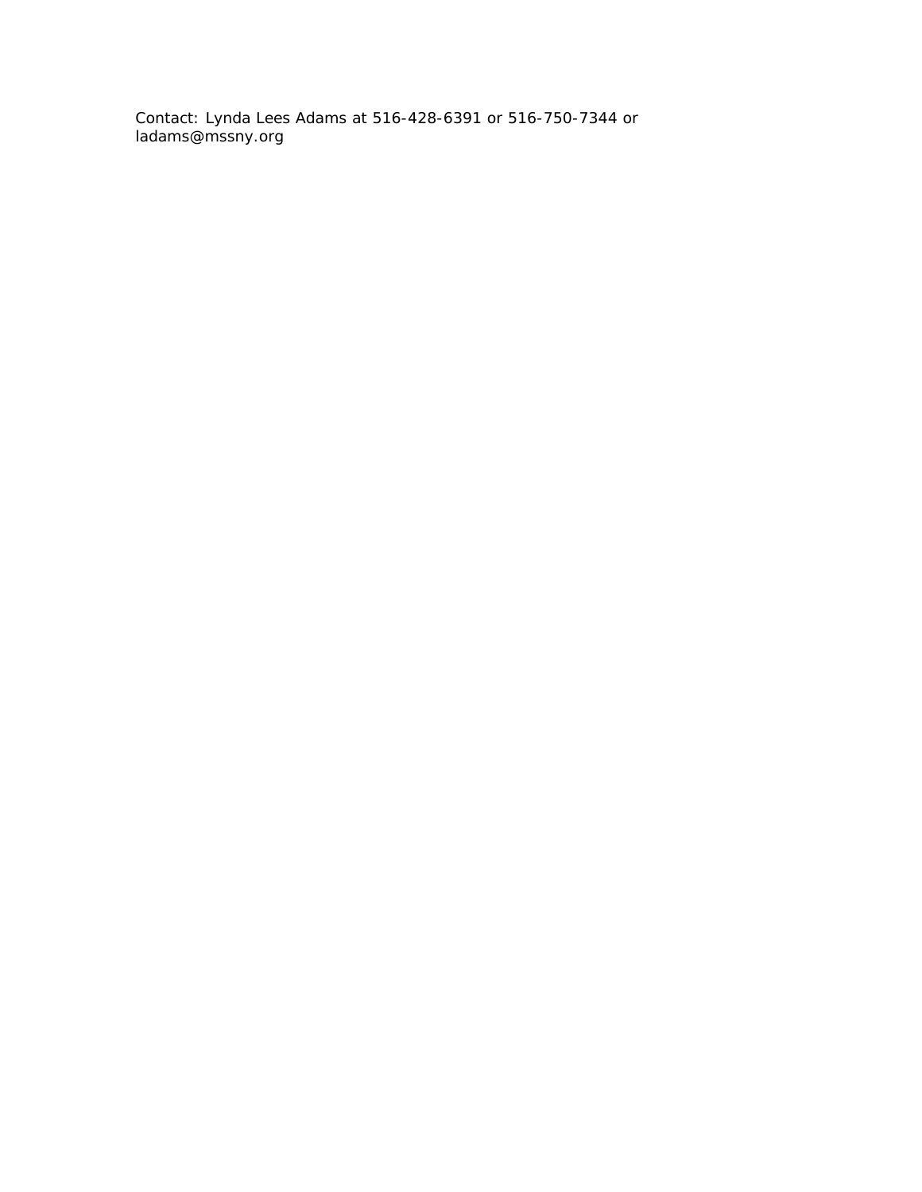Contact: Lynda Lees Adams at 516-428-6391 or 516-750-7344 or ladams@mssny.org